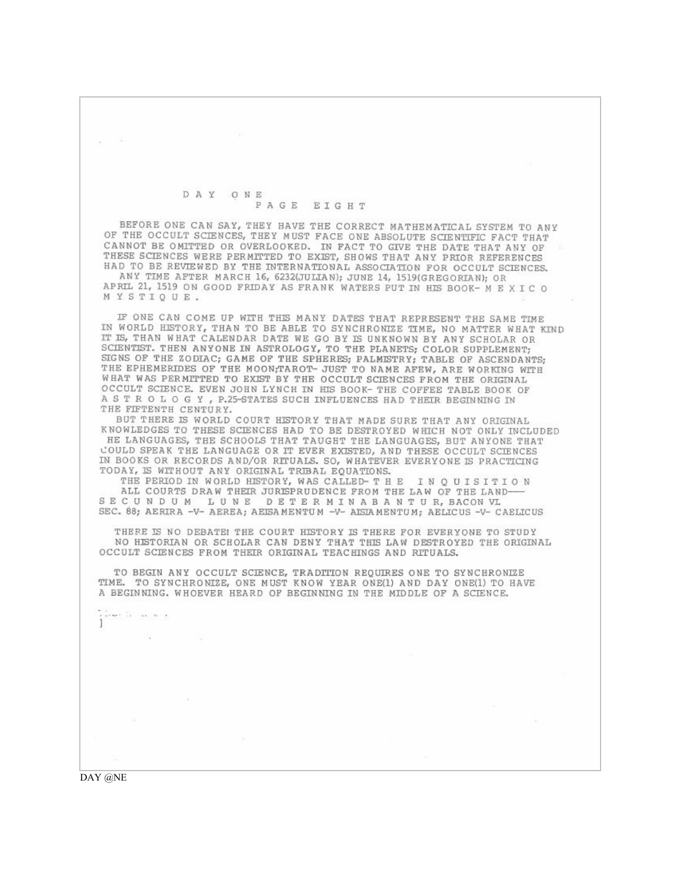# D A Y  O N E
## P A G E  E I G H T

BEFORE ONE CAN SAY, THEY HAVE THE CORRECT MATHEMATICAL SYSTEM TO ANY OF THE OCCULT SCIENCES, THEY MUST FACE ONE ABSOLUTE SCIENTIFIC FACT THAT CANNOT BE OMITTED OR OVERLOOKED. IN FACT TO GIVE THE DATE THAT ANY OF THESE SCIENCES WERE PERMITTED TO EXIST, SHOWS THAT ANY PRIOR REFERENCES HAD TO BE REVIEWED BY THE INTERNATIONAL ASSOCIATION FOR OCCULT SCIENCES.
ANY TIME AFTER MARCH 16, 6232(JULIAN); JUNE 14, 1519(GREGORIAN); OR APRIL 21, 1519 ON GOOD FRIDAY AS FRANK WATERS PUT IN HIS BOOK- M E X I C O M Y S T I Q U E.

IF ONE CAN COME UP WITH THIS MANY DATES THAT REPRESENT THE SAME TIME IN WORLD HISTORY, THAN TO BE ABLE TO SYNCHRONIZE TIME, NO MATTER WHAT KIND IT IS, THAN WHAT CALENDAR DATE WE GO BY IS UNKNOWN BY ANY SCHOLAR OR SCIENTIST. THEN ANYONE IN ASTROLOGY, TO THE PLANETS; COLOR SUPPLEMENT; SIGNS OF THE ZODIAC; GAME OF THE SPHERES; PALMISTRY; TABLE OF ASCENDANTS; THE EPHEMERIDES OF THE MOON;TAROT- JUST TO NAME AFEW, ARE WORKING WITH WHAT WAS PERMITTED TO EXIST BY THE OCCULT SCIENCES FROM THE ORIGINAL OCCULT SCIENCE. EVEN JOHN LYNCH IN HIS BOOK- THE COFFEE TABLE BOOK OF A S T R O L O G Y , P.25-STATES SUCH INFLUENCES HAD THEIR BEGINNING IN THE FIFTENTH CENTURY.

BUT THERE IS WORLD COURT HISTORY THAT MADE SURE THAT ANY ORIGINAL KNOWLEDGES TO THESE SCIENCES HAD TO BE DESTROYED WHICH NOT ONLY INCLUDED HE LANGUAGES, THE SCHOOLS THAT TAUGHT THE LANGUAGES, BUT ANYONE THAT COULD SPEAK THE LANGUAGE OR IT EVER EXISTED, AND THESE OCCULT SCIENCES IN BOOKS OR RECORDS AND/OR RITUALS. SO, WHATEVER EVERYONE IS PRACTICING TODAY, IS WITHOUT ANY ORIGINAL TRIBAL EQUATIONS.

THE PERIOD IN WORLD HISTORY, WAS CALLED- T H E  I N Q U I S I T I O N
ALL COURTS DRAW THEIR JURISPRUDENCE FROM THE LAW OF THE LAND—— S E C U N D U M  L U N E  D E T E R M I N A B A N T U R, BACON VL SEC. 88; AERIRA -V- AEREA; AEISAMENTUM -V- AISIAMENTUM; AELICUS -V- CAELICUS

THERE IS NO DEBATE! THE COURT HISTORY IS THERE FOR EVERYONE TO STUDY NO HISTORIAN OR SCHOLAR CAN DENY THAT THIS LAW DESTROYED THE ORIGINAL OCCULT SCIENCES FROM THEIR ORIGINAL TEACHINGS AND RITUALS.

TO BEGIN ANY OCCULT SCIENCE, TRADITION REQUIRES ONE TO SYNCHRONIZE TIME. TO SYNCHRONIZE, ONE MUST KNOW YEAR ONE(1) AND DAY ONE(1) TO HAVE A BEGINNING. WHOEVER HEARD OF BEGINNING IN THE MIDDLE OF A SCIENCE.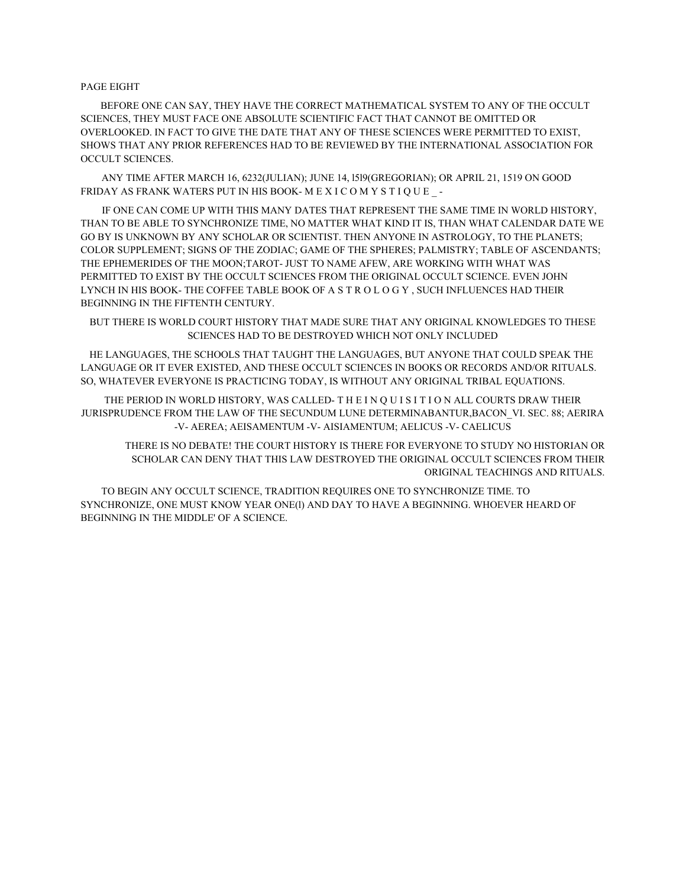PAGE EIGHT

BEFORE ONE CAN SAY, THEY HAVE THE CORRECT MATHEMATICAL SYSTEM TO ANY OF THE OCCULT SCIENCES, THEY MUST FACE ONE ABSOLUTE SCIENTIFIC FACT THAT CANNOT BE OMITTED OR OVERLOOKED. IN FACT TO GIVE THE DATE THAT ANY OF THESE SCIENCES WERE PERMITTED TO EXIST, SHOWS THAT ANY PRIOR REFERENCES HAD TO BE REVIEWED BY THE INTERNATIONAL ASSOCIATION FOR OCCULT SCIENCES.

ANY TIME AFTER MARCH 16, 6232(JULIAN); JUNE 14, l5l9(GREGORIAN); OR APRIL 21, 1519 ON GOOD FRIDAY AS FRANK WATERS PUT IN HIS BOOK- M E X I C O M Y S T I Q U E _ -

IF ONE CAN COME UP WITH THIS MANY DATES THAT REPRESENT THE SAME TIME IN WORLD HISTORY, THAN TO BE ABLE TO SYNCHRONIZE TIME, NO MATTER WHAT KIND IT IS, THAN WHAT CALENDAR DATE WE GO BY IS UNKNOWN BY ANY SCHOLAR OR SCIENTIST. THEN ANYONE IN ASTROLOGY, TO THE PLANETS; COLOR SUPPLEMENT; SIGNS OF THE ZODIAC; GAME OF THE SPHERES; PALMISTRY; TABLE OF ASCENDANTS; THE EPHEMERIDES OF THE MOON;TAROT- JUST TO NAME AFEW, ARE WORKING WITH WHAT WAS PERMITTED TO EXIST BY THE OCCULT SCIENCES FROM THE ORIGINAL OCCULT SCIENCE. EVEN JOHN LYNCH IN HIS BOOK- THE COFFEE TABLE BOOK OF A S T R O L O G Y , SUCH INFLUENCES HAD THEIR BEGINNING IN THE FIFTENTH CENTURY.

BUT THERE IS WORLD COURT HISTORY THAT MADE SURE THAT ANY ORIGINAL KNOWLEDGES TO THESE SCIENCES HAD TO BE DESTROYED WHICH NOT ONLY INCLUDED

HE LANGUAGES, THE SCHOOLS THAT TAUGHT THE LANGUAGES, BUT ANYONE THAT COULD SPEAK THE LANGUAGE OR IT EVER EXISTED, AND THESE OCCULT SCIENCES IN BOOKS OR RECORDS AND/OR RITUALS. SO, WHATEVER EVERYONE IS PRACTICING TODAY, IS WITHOUT ANY ORIGINAL TRIBAL EQUATIONS.

THE PERIOD IN WORLD HISTORY, WAS CALLED- T H E I N Q U I S I T I O N ALL COURTS DRAW THEIR JURISPRUDENCE FROM THE LAW OF THE SECUNDUM LUNE DETERMINABANTUR,BACON_VI. SEC. 88; AERIRA -V- AEREA; AEISAMENTUM -V- AISIAMENTUM; AELICUS -V- CAELICUS

THERE IS NO DEBATE! THE COURT HISTORY IS THERE FOR EVERYONE TO STUDY NO HISTORIAN OR SCHOLAR CAN DENY THAT THIS LAW DESTROYED THE ORIGINAL OCCULT SCIENCES FROM THEIR ORIGINAL TEACHINGS AND RITUALS.

TO BEGIN ANY OCCULT SCIENCE, TRADITION REQUIRES ONE TO SYNCHRONIZE TIME. TO SYNCHRONIZE, ONE MUST KNOW YEAR ONE(l) AND DAY TO HAVE A BEGINNING. WHOEVER HEARD OF BEGINNING IN THE MIDDLE' OF A SCIENCE.